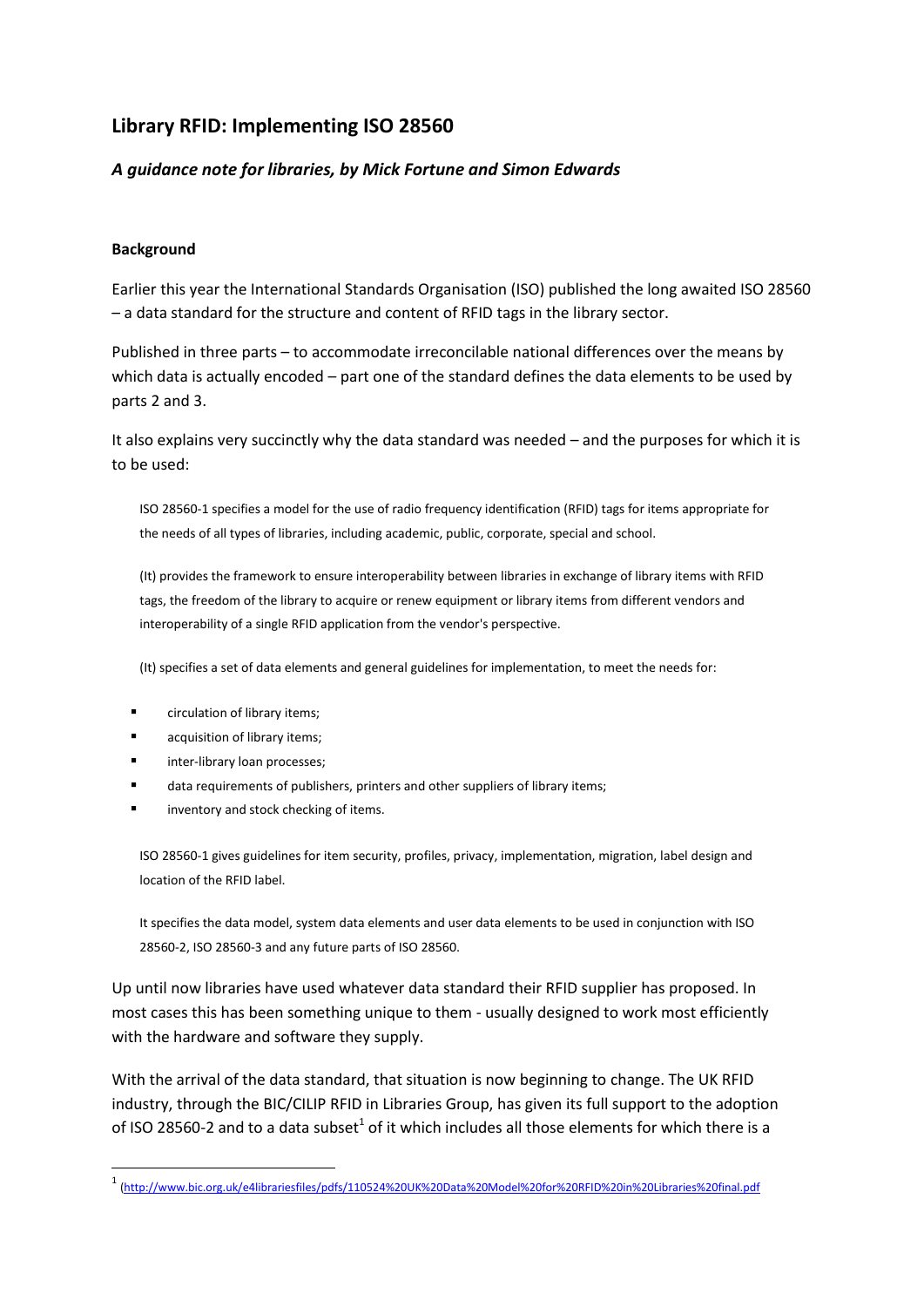# Library RFID: Implementing ISO 28560

### *A guidance note for libraries, by Mick Fortune and Simon Edwards*

**Background**

Earlier this year the International Standards Organisation (ISO) published the long awaited ISO 28560 – a data standard for the structure and content of RFID tags in the library sector.

Published in three parts – to accommodate irreconcilable national differences over the means by which data is actually encoded – part one of the standard defines the data elements to be used by parts 2 and 3.

It also explains very succinctly why the data standard was needed – and the purposes for which it is to be used:

> ISO 28560-1 specifies a model for the use of radio frequency identification (RFID) tags for items appropriate for the needs of all types of libraries, including academic, public, corporate, special and school.
>
> (It) provides the framework to ensure interoperability between libraries in exchange of library items with RFID tags, the freedom of the library to acquire or renew equipment or library items from different vendors and interoperability of a single RFID application from the vendor's perspective.
>
> (It) specifies a set of data elements and general guidelines for implementation, to meet the needs for:
>
> - circulation of library items;
> - acquisition of library items;
> - inter-library loan processes;
> - data requirements of publishers, printers and other suppliers of library items;
> - inventory and stock checking of items.
>
> ISO 28560-1 gives guidelines for item security, profiles, privacy, implementation, migration, label design and location of the RFID label.
>
> It specifies the data model, system data elements and user data elements to be used in conjunction with ISO 28560-2, ISO 28560-3 and any future parts of ISO 28560.

Up until now libraries have used whatever data standard their RFID supplier has proposed. In most cases this has been something unique to them - usually designed to work most efficiently with the hardware and software they supply.

With the arrival of the data standard, that situation is now beginning to change. The UK RFID industry, through the BIC/CILIP RFID in Libraries Group, has given its full support to the adoption of ISO 28560-2 and to a data subset[1] of it which includes all those elements for which there is a

[1] (http://www.bic.org.uk/e4librariesfiles/pdfs/110524%20UK%20Data%20Model%20for%20RFID%20in%20Libraries%20final.pdf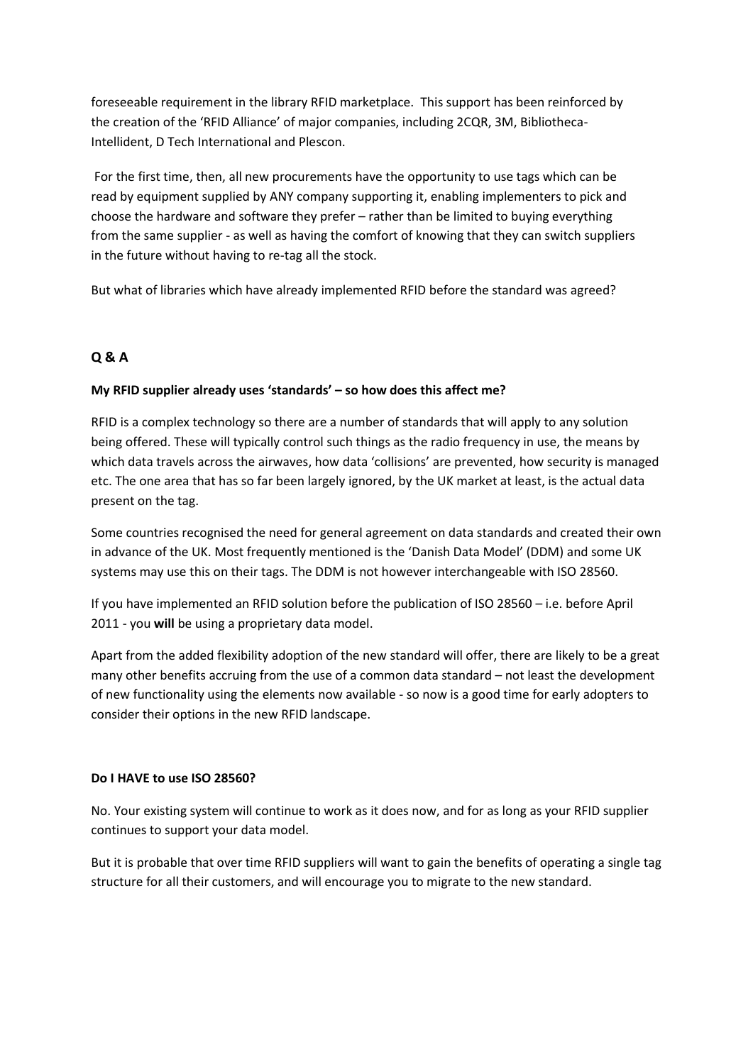foreseeable requirement in the library RFID marketplace. This support has been reinforced by the creation of the 'RFID Alliance' of major companies, including 2CQR, 3M, Bibliotheca-Intellident, D Tech International and Plescon.

For the first time, then, all new procurements have the opportunity to use tags which can be read by equipment supplied by ANY company supporting it, enabling implementers to pick and choose the hardware and software they prefer – rather than be limited to buying everything from the same supplier - as well as having the comfort of knowing that they can switch suppliers in the future without having to re-tag all the stock.

But what of libraries which have already implemented RFID before the standard was agreed?

## Q & A

### My RFID supplier already uses 'standards' – so how does this affect me?

RFID is a complex technology so there are a number of standards that will apply to any solution being offered. These will typically control such things as the radio frequency in use, the means by which data travels across the airwaves, how data 'collisions' are prevented, how security is managed etc. The one area that has so far been largely ignored, by the UK market at least, is the actual data present on the tag.

Some countries recognised the need for general agreement on data standards and created their own in advance of the UK. Most frequently mentioned is the 'Danish Data Model' (DDM) and some UK systems may use this on their tags. The DDM is not however interchangeable with ISO 28560.

If you have implemented an RFID solution before the publication of ISO 28560 – i.e. before April 2011 - you **will** be using a proprietary data model.

Apart from the added flexibility adoption of the new standard will offer, there are likely to be a great many other benefits accruing from the use of a common data standard – not least the development of new functionality using the elements now available - so now is a good time for early adopters to consider their options in the new RFID landscape.

### Do I HAVE to use ISO 28560?

No. Your existing system will continue to work as it does now, and for as long as your RFID supplier continues to support your data model.

But it is probable that over time RFID suppliers will want to gain the benefits of operating a single tag structure for all their customers, and will encourage you to migrate to the new standard.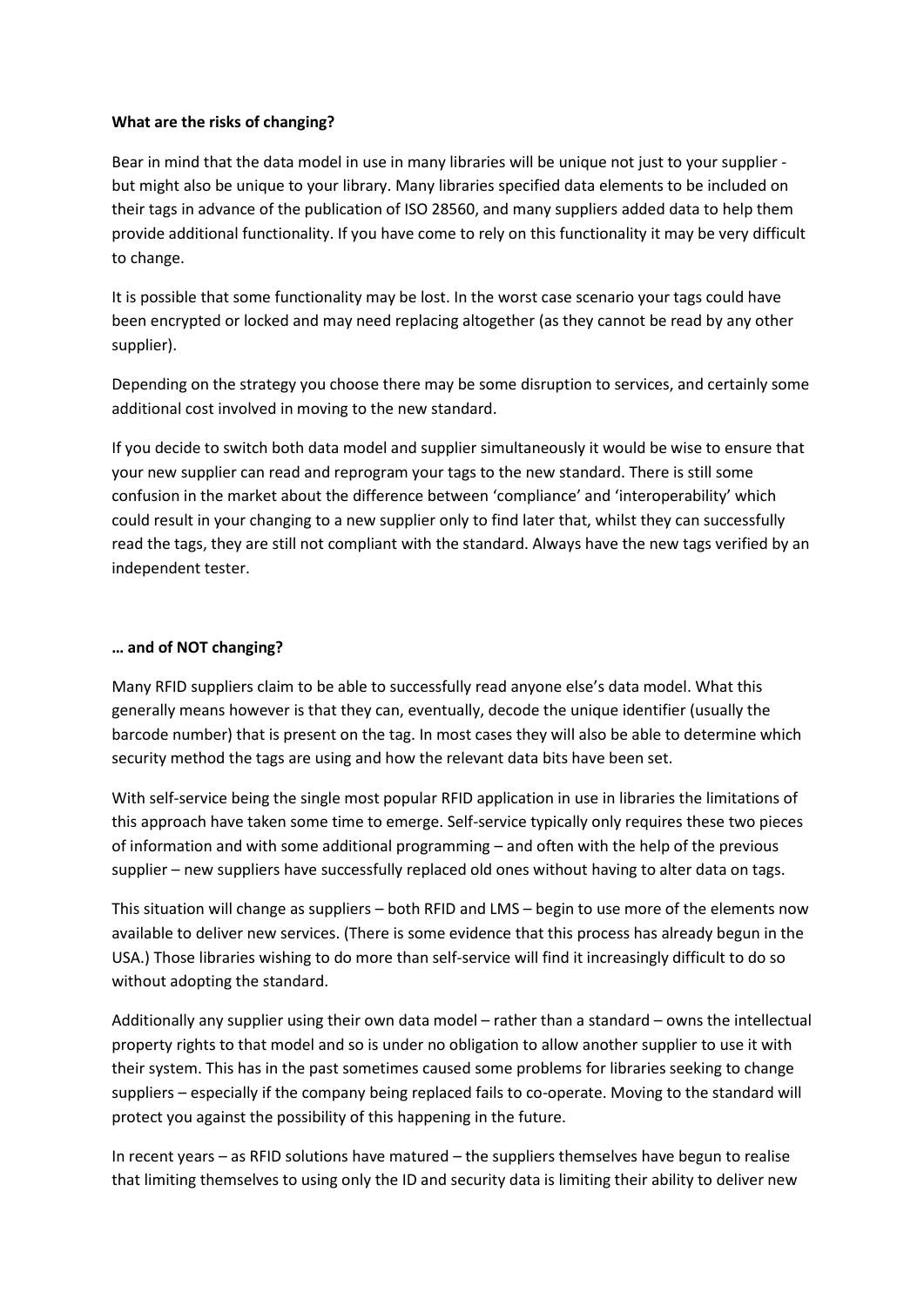**What are the risks of changing?**

Bear in mind that the data model in use in many libraries will be unique not just to your supplier - but might also be unique to your library. Many libraries specified data elements to be included on their tags in advance of the publication of ISO 28560, and many suppliers added data to help them provide additional functionality. If you have come to rely on this functionality it may be very difficult to change.

It is possible that some functionality may be lost. In the worst case scenario your tags could have been encrypted or locked and may need replacing altogether (as they cannot be read by any other supplier).

Depending on the strategy you choose there may be some disruption to services, and certainly some additional cost involved in moving to the new standard.

If you decide to switch both data model and supplier simultaneously it would be wise to ensure that your new supplier can read and reprogram your tags to the new standard. There is still some confusion in the market about the difference between 'compliance' and 'interoperability' which could result in your changing to a new supplier only to find later that, whilst they can successfully read the tags, they are still not compliant with the standard. Always have the new tags verified by an independent tester.

**… and of NOT changing?**

Many RFID suppliers claim to be able to successfully read anyone else's data model. What this generally means however is that they can, eventually, decode the unique identifier (usually the barcode number) that is present on the tag. In most cases they will also be able to determine which security method the tags are using and how the relevant data bits have been set.

With self-service being the single most popular RFID application in use in libraries the limitations of this approach have taken some time to emerge. Self-service typically only requires these two pieces of information and with some additional programming – and often with the help of the previous supplier – new suppliers have successfully replaced old ones without having to alter data on tags.

This situation will change as suppliers – both RFID and LMS – begin to use more of the elements now available to deliver new services. (There is some evidence that this process has already begun in the USA.) Those libraries wishing to do more than self-service will find it increasingly difficult to do so without adopting the standard.

Additionally any supplier using their own data model – rather than a standard – owns the intellectual property rights to that model and so is under no obligation to allow another supplier to use it with their system. This has in the past sometimes caused some problems for libraries seeking to change suppliers – especially if the company being replaced fails to co-operate. Moving to the standard will protect you against the possibility of this happening in the future.

In recent years – as RFID solutions have matured – the suppliers themselves have begun to realise that limiting themselves to using only the ID and security data is limiting their ability to deliver new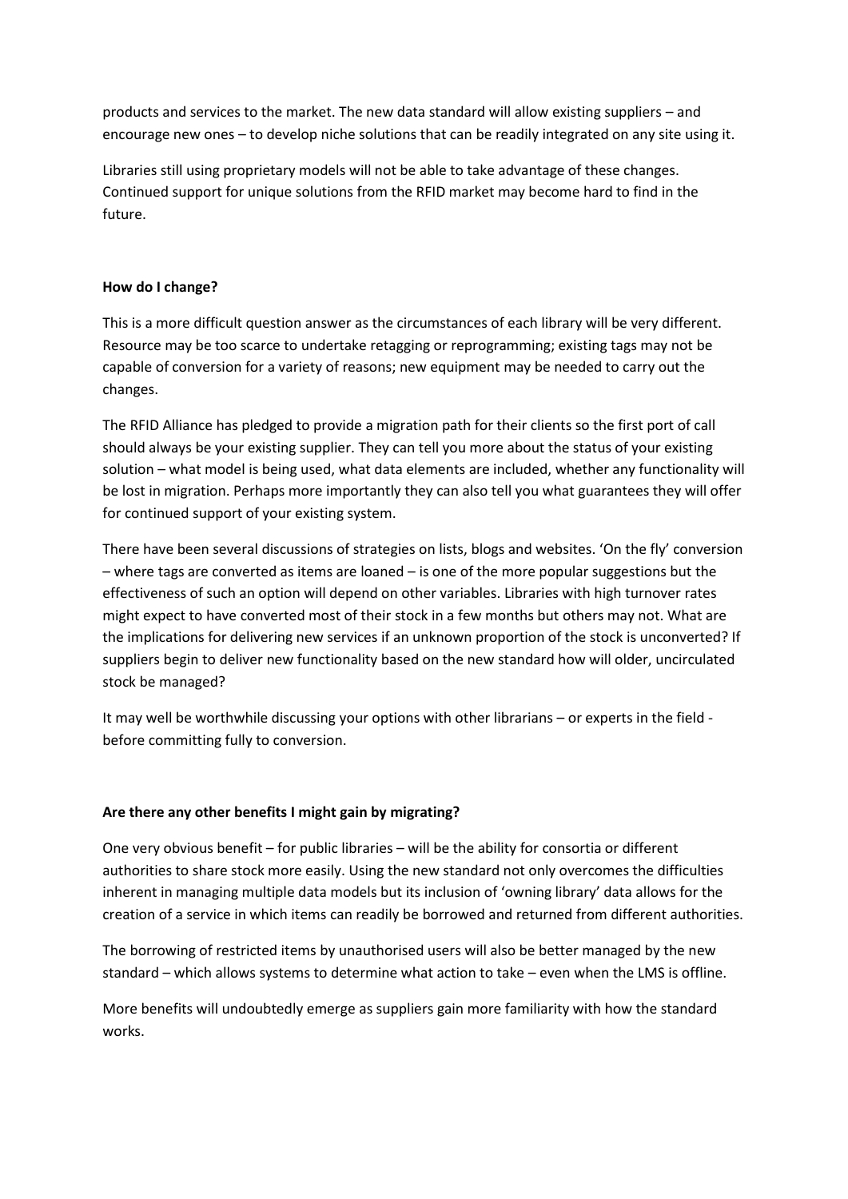products and services to the market. The new data standard will allow existing suppliers – and encourage new ones – to develop niche solutions that can be readily integrated on any site using it.

Libraries still using proprietary models will not be able to take advantage of these changes. Continued support for unique solutions from the RFID market may become hard to find in the future.

**How do I change?**

This is a more difficult question answer as the circumstances of each library will be very different. Resource may be too scarce to undertake retagging or reprogramming; existing tags may not be capable of conversion for a variety of reasons; new equipment may be needed to carry out the changes.

The RFID Alliance has pledged to provide a migration path for their clients so the first port of call should always be your existing supplier. They can tell you more about the status of your existing solution – what model is being used, what data elements are included, whether any functionality will be lost in migration. Perhaps more importantly they can also tell you what guarantees they will offer for continued support of your existing system.

There have been several discussions of strategies on lists, blogs and websites. 'On the fly' conversion – where tags are converted as items are loaned – is one of the more popular suggestions but the effectiveness of such an option will depend on other variables. Libraries with high turnover rates might expect to have converted most of their stock in a few months but others may not. What are the implications for delivering new services if an unknown proportion of the stock is unconverted? If suppliers begin to deliver new functionality based on the new standard how will older, uncirculated stock be managed?

It may well be worthwhile discussing your options with other librarians – or experts in the field - before committing fully to conversion.

**Are there any other benefits I might gain by migrating?**

One very obvious benefit – for public libraries – will be the ability for consortia or different authorities to share stock more easily. Using the new standard not only overcomes the difficulties inherent in managing multiple data models but its inclusion of 'owning library' data allows for the creation of a service in which items can readily be borrowed and returned from different authorities.

The borrowing of restricted items by unauthorised users will also be better managed by the new standard – which allows systems to determine what action to take – even when the LMS is offline.

More benefits will undoubtedly emerge as suppliers gain more familiarity with how the standard works.